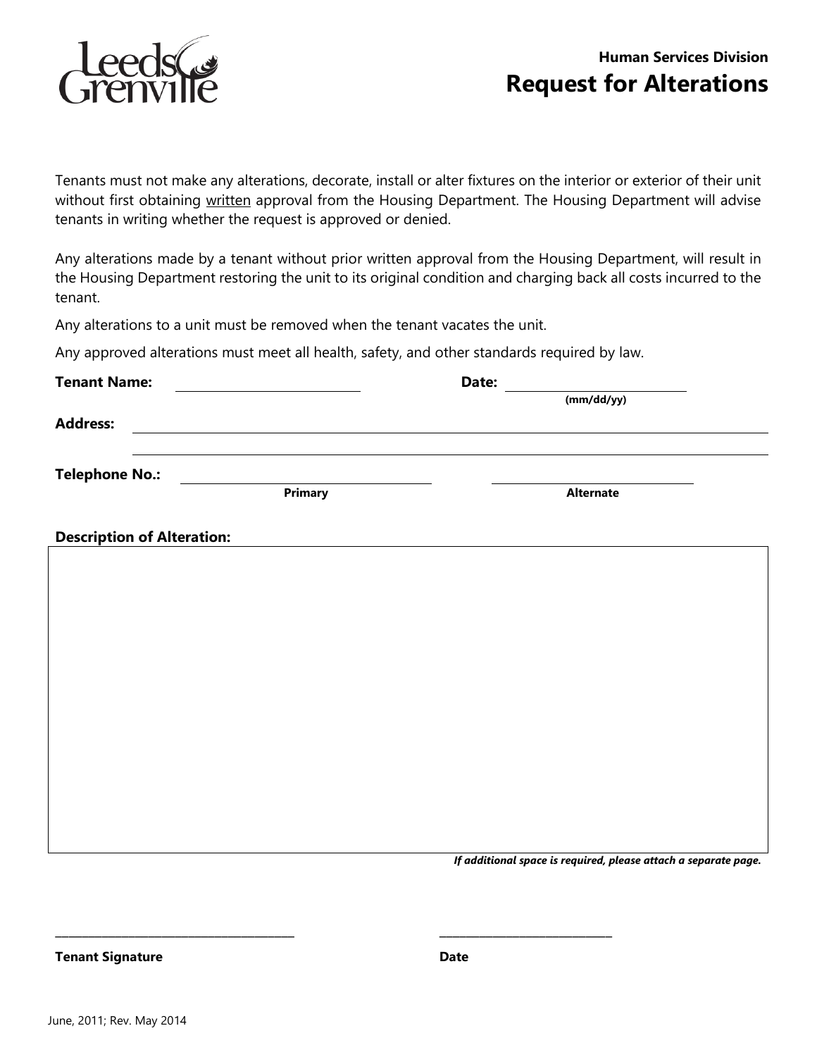Human Services Division

# Request for Alterations

Tenants must not make any alterations, decorate, install or alter fixtures on the interior or exterior of their unit without first obtaining written approval from the Housing Department. The Housing Department will advise tenants in writing whether the request is approved or denied.

Any alterations made by a tenant without prior written approval from the Housing Department, will result in the Housing Department restoring the unit to its original condition and charging back all costs incurred to the tenant.

Any alterations to a unit must be removed when the tenant vacates the unit.

Any approved alterations must meet all health, safety, and other standards required by law.

**Tenant Name:** ____________________ **Date:** ____________________ **(mm/dd/yy)**

**Address:** ________________________________________

________________________________________

**Telephone No.:** ____________________ ____________________
**Primary** **Alternate**

**Description of Alteration:**

*If additional space is required, please attach a separate page.*

____________________ ____________________

**Tenant Signature** **Date**

June, 2011; Rev. May 2014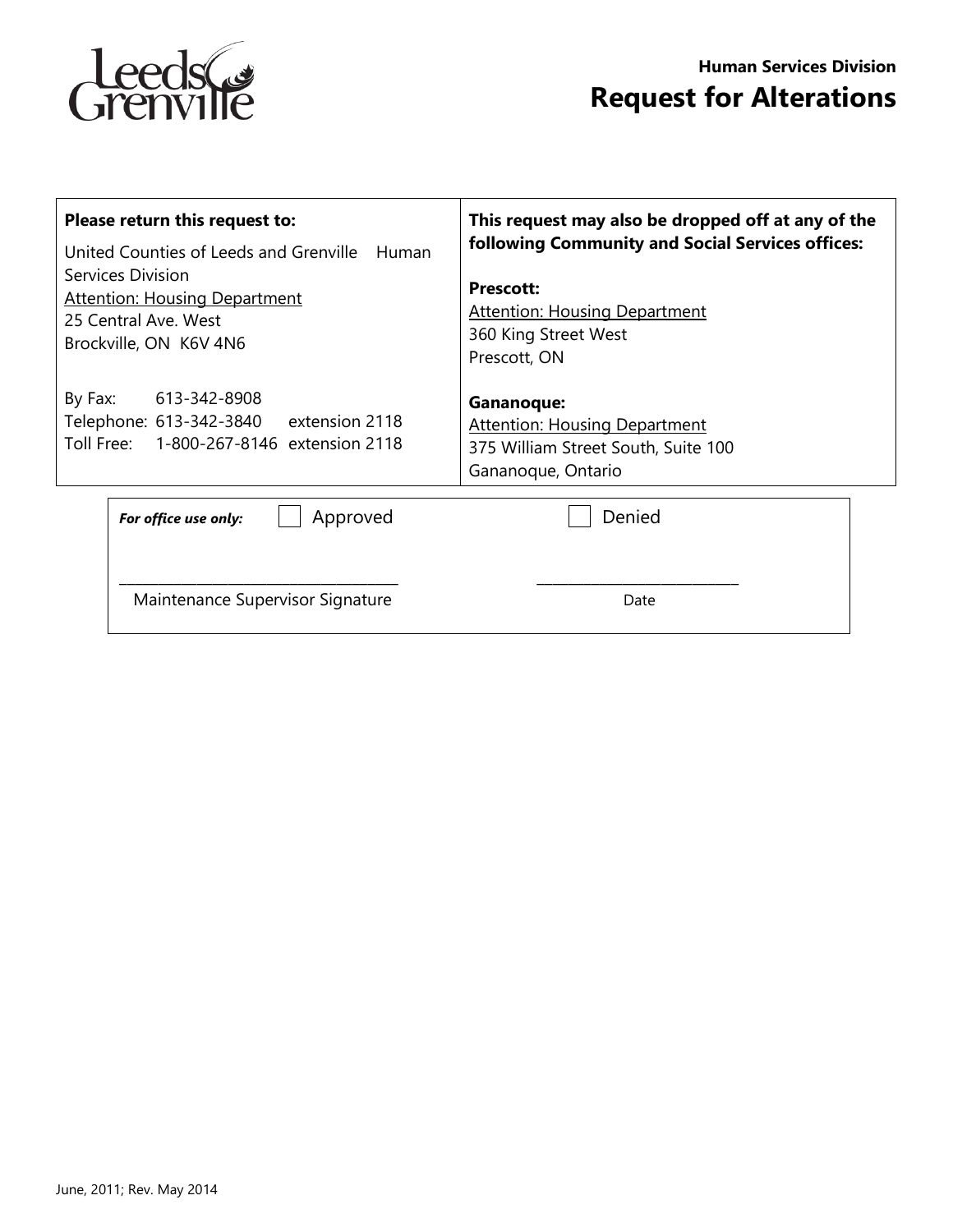Leeds Grenville

**Human Services Division**

# Request for Alterations

| | |
|---|---|
| **Please return this request to:**<br>United Counties of Leeds and Grenville Human Services Division<br>Attention: Housing Department<br>25 Central Ave. West<br>Brockville, ON K6V 4N6<br><br>By Fax: 613-342-8908<br>Telephone: 613-342-3840 extension 2118<br>Toll Free: 1-800-267-8146 extension 2118 | **This request may also be dropped off at any of the following Community and Social Services offices:**<br><br>**Prescott:**<br>Attention: Housing Department<br>360 King Street West<br>Prescott, ON<br><br>**Gananoque:**<br>Attention: Housing Department<br>375 William Street South, Suite 100<br>Gananoque, Ontario |

***For office use only:*** ☐ Approved ☐ Denied

\_\_\_\_\_\_\_\_\_\_\_\_\_\_\_\_\_\_\_\_\_\_\_\_\_\_\_\_\_\_\_\_\_\_\_\_
Maintenance Supervisor Signature

\_\_\_\_\_\_\_\_\_\_\_\_\_\_\_\_\_\_\_\_\_\_\_\_\_\_\_\_
Date

June, 2011; Rev. May 2014